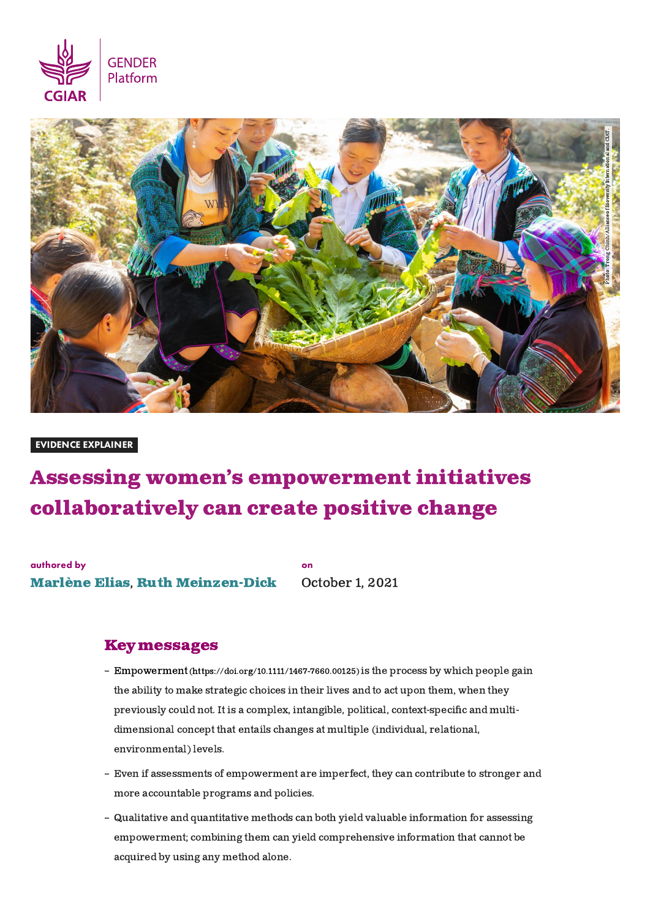GENDER Platform

CGIAR

EVIDENCE EXPLAINER

# Assessing women's empowerment initiatives collaboratively can create positive change

**authored by**
**Marlène Elias, Ruth Meinzen-Dick**

**on**
October 1, 2021

## Key messages

- Empowerment (https://doi.org/10.1111/1467-7660.00125) is the process by which people gain the ability to make strategic choices in their lives and to act upon them, when they previously could not. It is a complex, intangible, political, context-specific and multi-dimensional concept that entails changes at multiple (individual, relational, environmental) levels.
- Even if assessments of empowerment are imperfect, they can contribute to stronger and more accountable programs and policies.
- Qualitative and quantitative methods can both yield valuable information for assessing empowerment; combining them can yield comprehensive information that cannot be acquired by using any method alone.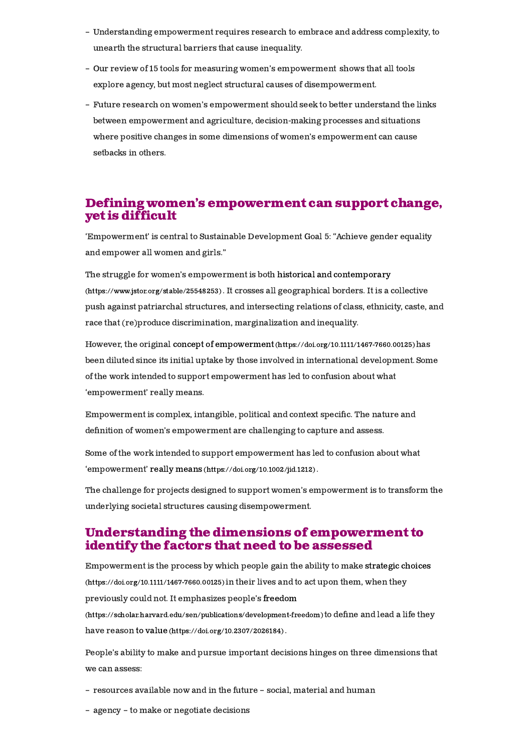- Understanding empowerment requires research to embrace and address complexity, to unearth the structural barriers that cause inequality.
- Our review of 15 tools for measuring women's empowerment shows that all tools explore agency, but most neglect structural causes of disempowerment.
- Future research on women's empowerment should seek to better understand the links between empowerment and agriculture, decision-making processes and situations where positive changes in some dimensions of women's empowerment can cause setbacks in others.

## Defining women's empowerment can support change, yet is difficult

'Empowerment' is central to Sustainable Development Goal 5: "Achieve gender equality and empower all women and girls."

The struggle for women's empowerment is both historical and contemporary (https://www.jstor.org/stable/25548253). It crosses all geographical borders. It is a collective push against patriarchal structures, and intersecting relations of class, ethnicity, caste, and race that (re)produce discrimination, marginalization and inequality.

However, the original concept of empowerment (https://doi.org/10.1111/1467-7660.00125) has been diluted since its initial uptake by those involved in international development. Some of the work intended to support empowerment has led to confusion about what 'empowerment' really means.

Empowerment is complex, intangible, political and context specific. The nature and definition of women's empowerment are challenging to capture and assess.

Some of the work intended to support empowerment has led to confusion about what 'empowerment' really means (https://doi.org/10.1002/jid.1212).

The challenge for projects designed to support women's empowerment is to transform the underlying societal structures causing disempowerment.

## Understanding the dimensions of empowerment to identify the factors that need to be assessed

Empowerment is the process by which people gain the ability to make strategic choices (https://doi.org/10.1111/1467-7660.00125) in their lives and to act upon them, when they previously could not. It emphasizes people's freedom (https://scholar.harvard.edu/sen/publications/development-freedom) to define and lead a life they have reason to value (https://doi.org/10.2307/2026184).

People's ability to make and pursue important decisions hinges on three dimensions that we can assess:

- resources available now and in the future – social, material and human
- agency – to make or negotiate decisions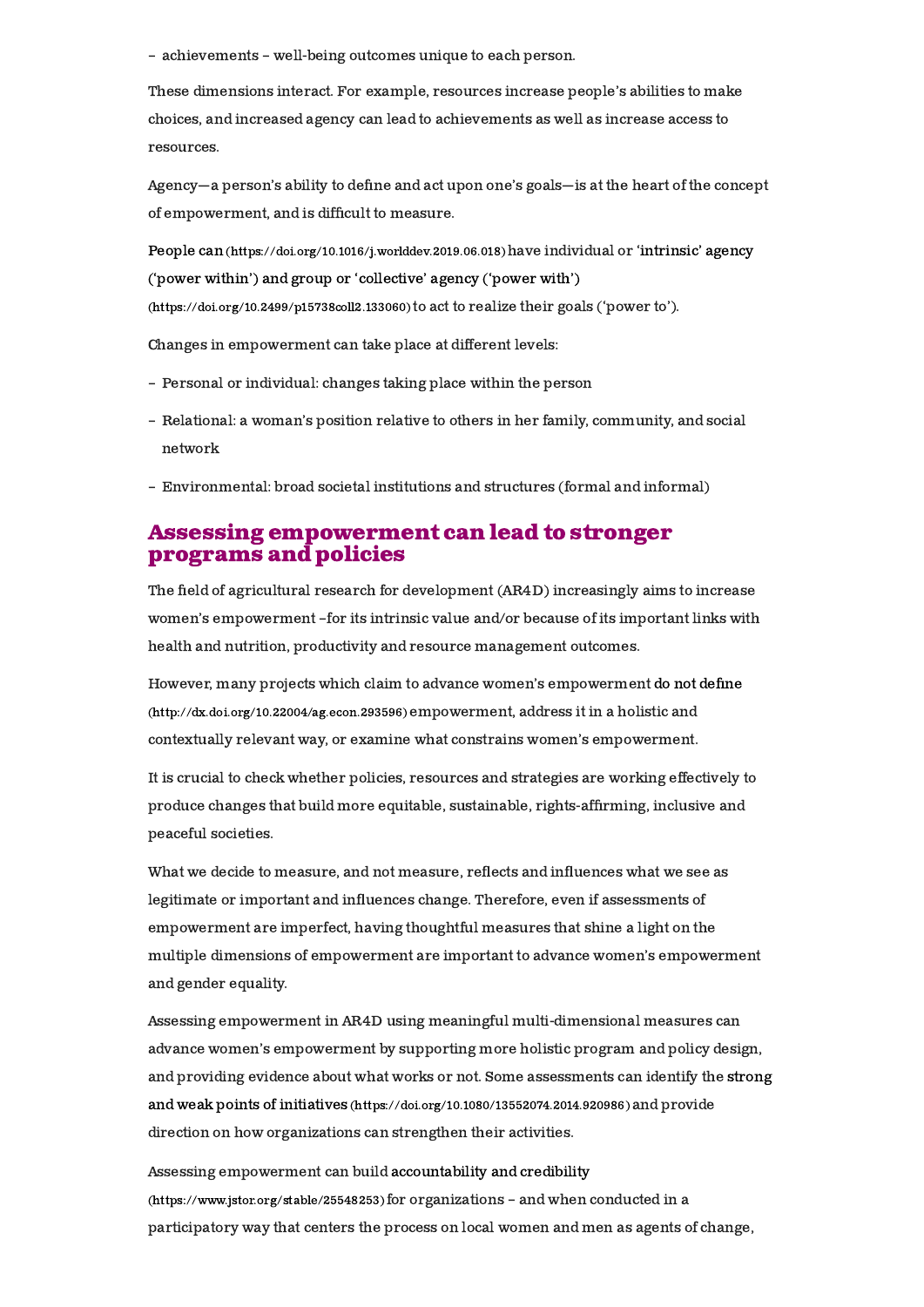– achievements – well-being outcomes unique to each person.

These dimensions interact. For example, resources increase people's abilities to make choices, and increased agency can lead to achievements as well as increase access to resources.

Agency—a person's ability to define and act upon one's goals—is at the heart of the concept of empowerment, and is difficult to measure.

People can (https://doi.org/10.1016/j.worlddev.2019.06.018) have individual or 'intrinsic' agency ('power within') and group or 'collective' agency ('power with') (https://doi.org/10.2499/p15738coll2.133060) to act to realize their goals ('power to').

Changes in empowerment can take place at different levels:

- Personal or individual: changes taking place within the person
- Relational: a woman's position relative to others in her family, community, and social network
- Environmental: broad societal institutions and structures (formal and informal)

## Assessing empowerment can lead to stronger programs and policies

The field of agricultural research for development (AR4D) increasingly aims to increase women's empowerment –for its intrinsic value and/or because of its important links with health and nutrition, productivity and resource management outcomes.

However, many projects which claim to advance women's empowerment do not define (http://dx.doi.org/10.22004/ag.econ.293596) empowerment, address it in a holistic and contextually relevant way, or examine what constrains women's empowerment.

It is crucial to check whether policies, resources and strategies are working effectively to produce changes that build more equitable, sustainable, rights-affirming, inclusive and peaceful societies.

What we decide to measure, and not measure, reflects and influences what we see as legitimate or important and influences change. Therefore, even if assessments of empowerment are imperfect, having thoughtful measures that shine a light on the multiple dimensions of empowerment are important to advance women's empowerment and gender equality.

Assessing empowerment in AR4D using meaningful multi-dimensional measures can advance women's empowerment by supporting more holistic program and policy design, and providing evidence about what works or not. Some assessments can identify the strong and weak points of initiatives (https://doi.org/10.1080/13552074.2014.920986) and provide direction on how organizations can strengthen their activities.

Assessing empowerment can build accountability and credibility (https://www.jstor.org/stable/25548253) for organizations – and when conducted in a participatory way that centers the process on local women and men as agents of change,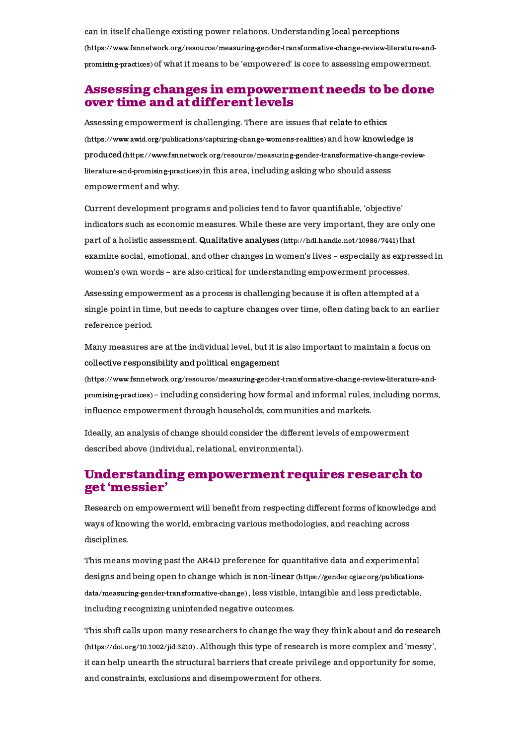can in itself challenge existing power relations. Understanding local perceptions (https://www.fsnnetwork.org/resource/measuring-gender-transformative-change-review-literature-and-promising-practices) of what it means to be 'empowered' is core to assessing empowerment.

## Assessing changes in empowerment needs to be done over time and at different levels

Assessing empowerment is challenging. There are issues that relate to ethics (https://www.awid.org/publications/capturing-change-womens-realities) and how knowledge is produced (https://www.fsnnetwork.org/resource/measuring-gender-transformative-change-review-literature-and-promising-practices) in this area, including asking who should assess empowerment and why.

Current development programs and policies tend to favor quantifiable, 'objective' indicators such as economic measures. While these are very important, they are only one part of a holistic assessment. Qualitative analyses (http://hdl.handle.net/10986/7441) that examine social, emotional, and other changes in women's lives – especially as expressed in women's own words – are also critical for understanding empowerment processes.

Assessing empowerment as a process is challenging because it is often attempted at a single point in time, but needs to capture changes over time, often dating back to an earlier reference period.

Many measures are at the individual level, but it is also important to maintain a focus on collective responsibility and political engagement (https://www.fsnnetwork.org/resource/measuring-gender-transformative-change-review-literature-and-promising-practices) – including considering how formal and informal rules, including norms, influence empowerment through households, communities and markets.

Ideally, an analysis of change should consider the different levels of empowerment described above (individual, relational, environmental).

## Understanding empowerment requires research to get 'messier'

Research on empowerment will benefit from respecting different forms of knowledge and ways of knowing the world, embracing various methodologies, and reaching across disciplines.

This means moving past the AR4D preference for quantitative data and experimental designs and being open to change which is non-linear (https://gender.cgiar.org/publications-data/measuring-gender-transformative-change), less visible, intangible and less predictable, including recognizing unintended negative outcomes.

This shift calls upon many researchers to change the way they think about and do research (https://doi.org/10.1002/jid.3210). Although this type of research is more complex and 'messy', it can help unearth the structural barriers that create privilege and opportunity for some, and constraints, exclusions and disempowerment for others.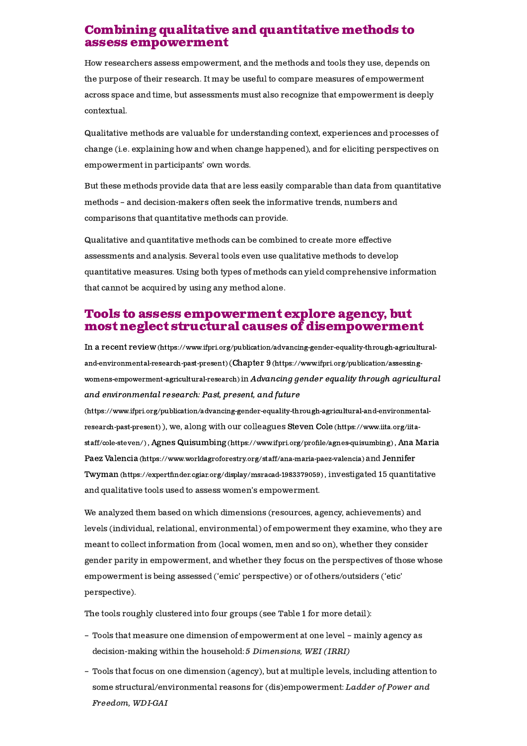## Combining qualitative and quantitative methods to assess empowerment

How researchers assess empowerment, and the methods and tools they use, depends on the purpose of their research. It may be useful to compare measures of empowerment across space and time, but assessments must also recognize that empowerment is deeply contextual.

Qualitative methods are valuable for understanding context, experiences and processes of change (i.e. explaining how and when change happened), and for eliciting perspectives on empowerment in participants' own words.

But these methods provide data that are less easily comparable than data from quantitative methods – and decision-makers often seek the informative trends, numbers and comparisons that quantitative methods can provide.

Qualitative and quantitative methods can be combined to create more effective assessments and analysis. Several tools even use qualitative methods to develop quantitative measures. Using both types of methods can yield comprehensive information that cannot be acquired by using any method alone.

## Tools to assess empowerment explore agency, but most neglect structural causes of disempowerment

In a recent review (https://www.ifpri.org/publication/advancing-gender-equality-through-agricultural-and-environmental-research-past-present) (Chapter 9 (https://www.ifpri.org/publication/assessing-womens-empowerment-agricultural-research) in *Advancing gender equality through agricultural and environmental research: Past, present, and future* (https://www.ifpri.org/publication/advancing-gender-equality-through-agricultural-and-environmental-research-past-present) ), we, along with our colleagues Steven Cole (https://www.iita.org/iita-staff/cole-steven/) , Agnes Quisumbing (https://www.ifpri.org/profile/agnes-quisumbing) , Ana Maria Paez Valencia (https://www.worldagroforestry.org/staff/ana-maria-paez-valencia) and Jennifer Twyman (https://expertfinder.cgiar.org/display/msracad-1983379059) , investigated 15 quantitative and qualitative tools used to assess women's empowerment.

We analyzed them based on which dimensions (resources, agency, achievements) and levels (individual, relational, environmental) of empowerment they examine, who they are meant to collect information from (local women, men and so on), whether they consider gender parity in empowerment, and whether they focus on the perspectives of those whose empowerment is being assessed ('emic' perspective) or of others/outsiders ('etic' perspective).

The tools roughly clustered into four groups (see Table 1 for more detail):

- Tools that measure one dimension of empowerment at one level – mainly agency as decision-making within the household: *5 Dimensions, WEI (IRRI)*
- Tools that focus on one dimension (agency), but at multiple levels, including attention to some structural/environmental reasons for (dis)empowerment: *Ladder of Power and Freedom, WDI-GAI*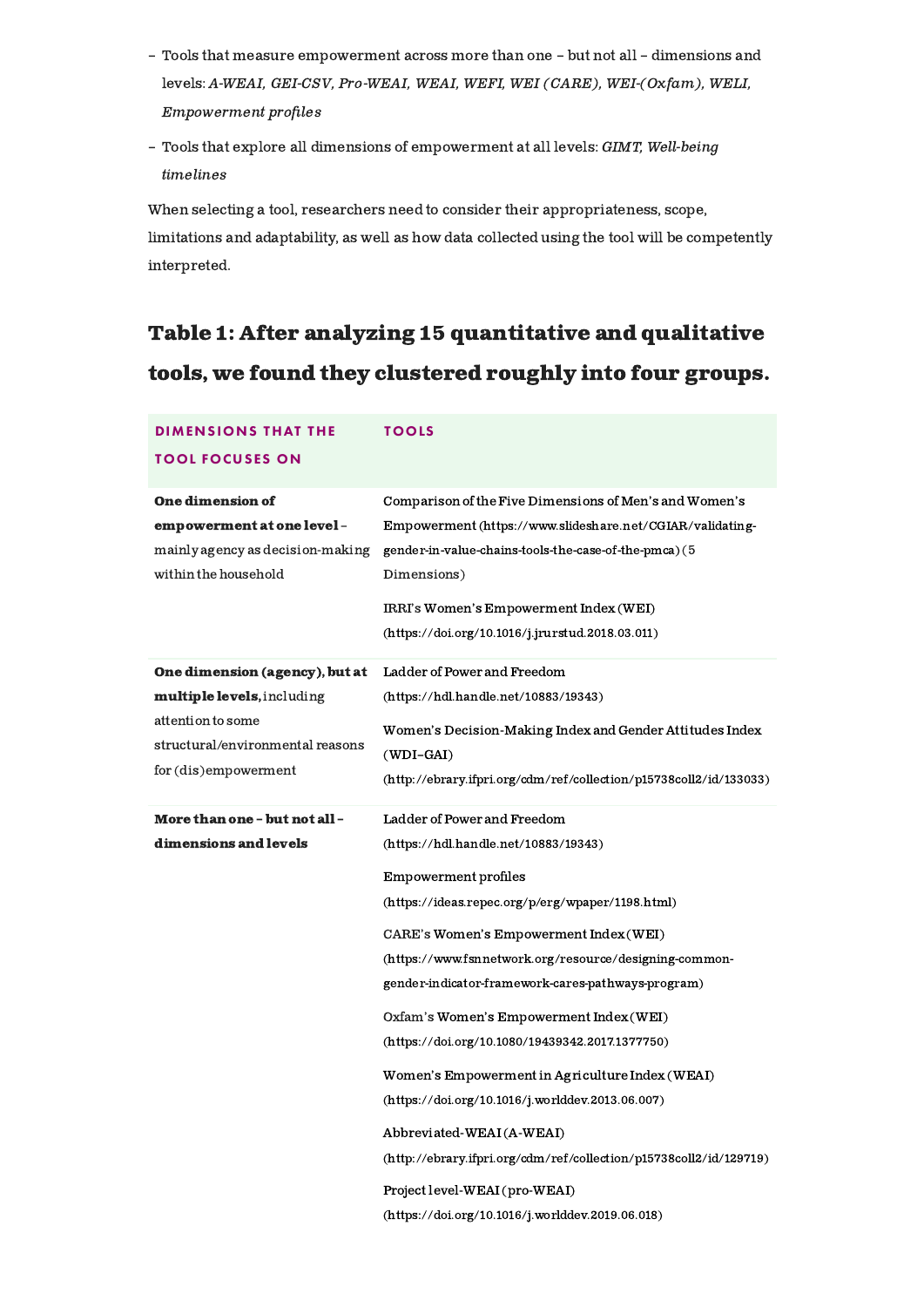- Tools that measure empowerment across more than one – but not all – dimensions and levels: *A-WEAI, GEI-CSV, Pro-WEAI, WEAI, WEFI, WEI (CARE), WEI-(Oxfam), WELI, Empowerment profiles*
- Tools that explore all dimensions of empowerment at all levels: *GIMT, Well-being timelines*

When selecting a tool, researchers need to consider their appropriateness, scope, limitations and adaptability, as well as how data collected using the tool will be competently interpreted.

## Table 1: After analyzing 15 quantitative and qualitative tools, we found they clustered roughly into four groups.

| DIMENSIONS THAT THE TOOL FOCUSES ON | TOOLS |
|---|---|
| **One dimension of empowerment at one level** – mainly agency as decision-making within the household | Comparison of the Five Dimensions of Men's and Women's Empowerment (https://www.slideshare.net/CGIAR/validating-gender-in-value-chains-tools-the-case-of-the-pmca) (5 Dimensions)<br><br>IRRI's Women's Empowerment Index (WEI) (https://doi.org/10.1016/j.jrurstud.2018.03.011) |
| **One dimension (agency), but at multiple levels,** including attention to some structural/environmental reasons for (dis)empowerment | Ladder of Power and Freedom (https://hdl.handle.net/10883/19343)<br><br>Women's Decision-Making Index and Gender Attitudes Index (WDI–GAI) (http://ebrary.ifpri.org/cdm/ref/collection/p15738coll2/id/133033) |
| **More than one – but not all – dimensions and levels** | Ladder of Power and Freedom (https://hdl.handle.net/10883/19343)<br><br>Empowerment profiles (https://ideas.repec.org/p/erg/wpaper/1198.html)<br><br>CARE's Women's Empowerment Index (WEI) (https://www.fsnnetwork.org/resource/designing-common-gender-indicator-framework-cares-pathways-program)<br><br>Oxfam's Women's Empowerment Index (WEI) (https://doi.org/10.1080/19439342.2017.1377750)<br><br>Women's Empowerment in Agriculture Index (WEAI) (https://doi.org/10.1016/j.worlddev.2013.06.007)<br><br>Abbreviated-WEAI (A-WEAI) (http://ebrary.ifpri.org/cdm/ref/collection/p15738coll2/id/129719)<br><br>Project level-WEAI (pro-WEAI) (https://doi.org/10.1016/j.worlddev.2019.06.018) |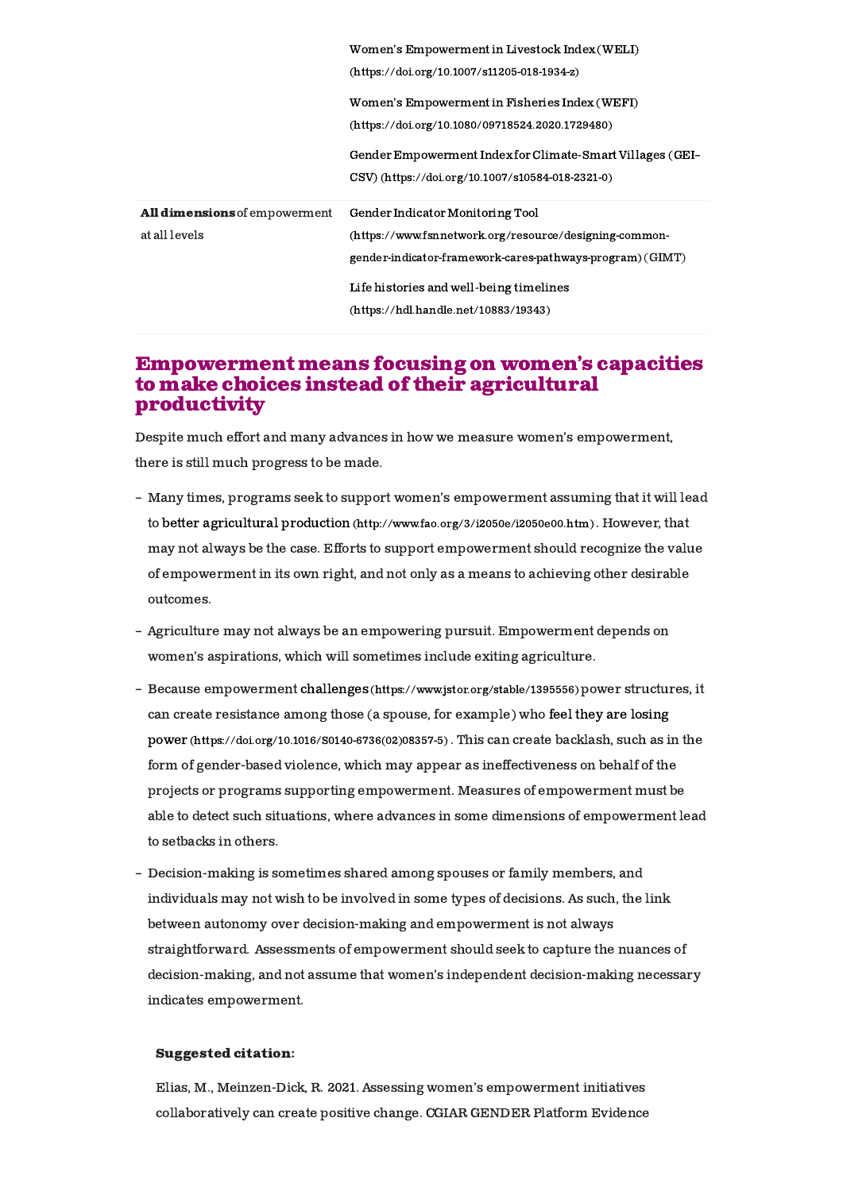| | |
|---|---|
| | Women's Empowerment in Livestock Index (WELI) (https://doi.org/10.1007/s11205-018-1934-z) |
| | Women's Empowerment in Fisheries Index (WEFI) (https://doi.org/10.1080/09718524.2020.1729480) |
| | Gender Empowerment Index for Climate-Smart Villages (GEI-CSV) (https://doi.org/10.1007/s10584-018-2321-0) |
| **All dimensions** of empowerment at all levels | Gender Indicator Monitoring Tool (https://www.fsnnetwork.org/resource/designing-common-gender-indicator-framework-cares-pathways-program) (GIMT) |
| | Life histories and well-being timelines (https://hdl.handle.net/10883/19343) |

## Empowerment means focusing on women's capacities to make choices instead of their agricultural productivity

Despite much effort and many advances in how we measure women's empowerment, there is still much progress to be made.

- Many times, programs seek to support women's empowerment assuming that it will lead to better agricultural production (http://www.fao.org/3/i2050e/i2050e00.htm). However, that may not always be the case. Efforts to support empowerment should recognize the value of empowerment in its own right, and not only as a means to achieving other desirable outcomes.
- Agriculture may not always be an empowering pursuit. Empowerment depends on women's aspirations, which will sometimes include exiting agriculture.
- Because empowerment challenges (https://www.jstor.org/stable/1395556) power structures, it can create resistance among those (a spouse, for example) who feel they are losing power (https://doi.org/10.1016/S0140-6736(02)08357-5). This can create backlash, such as in the form of gender-based violence, which may appear as ineffectiveness on behalf of the projects or programs supporting empowerment. Measures of empowerment must be able to detect such situations, where advances in some dimensions of empowerment lead to setbacks in others.
- Decision-making is sometimes shared among spouses or family members, and individuals may not wish to be involved in some types of decisions. As such, the link between autonomy over decision-making and empowerment is not always straightforward. Assessments of empowerment should seek to capture the nuances of decision-making, and not assume that women's independent decision-making necessary indicates empowerment.

**Suggested citation:**

Elias, M., Meinzen-Dick, R. 2021. Assessing women's empowerment initiatives collaboratively can create positive change. CGIAR GENDER Platform Evidence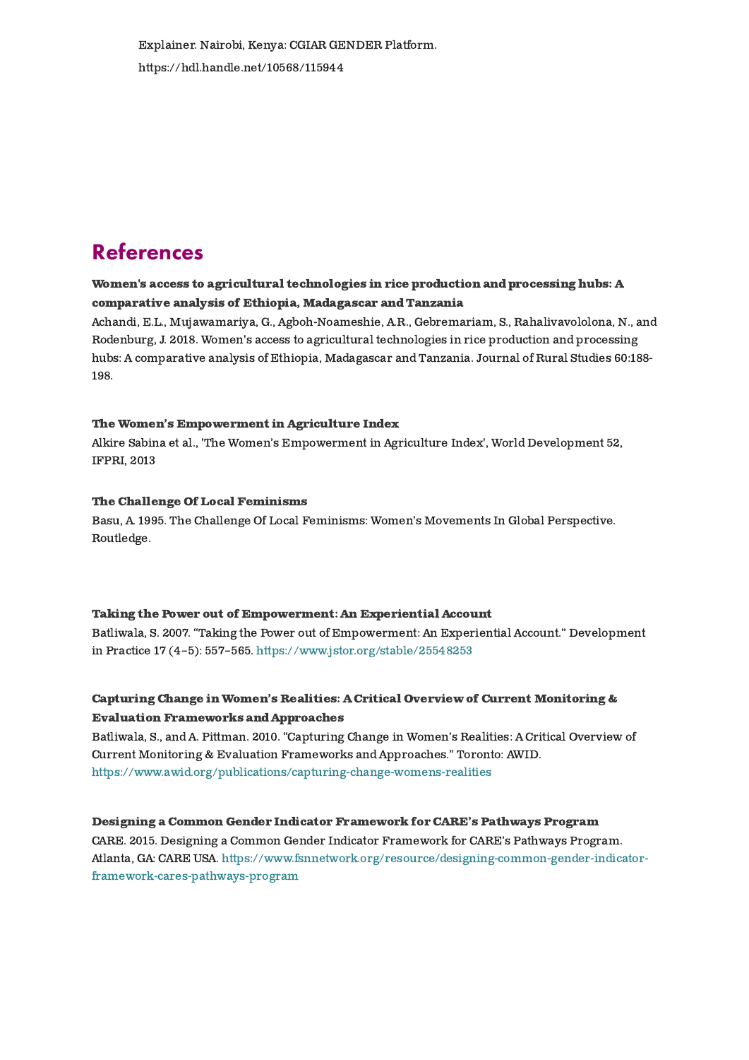Explainer. Nairobi, Kenya: CGIAR GENDER Platform. https://hdl.handle.net/10568/115944

## References

**Women's access to agricultural technologies in rice production and processing hubs: A comparative analysis of Ethiopia, Madagascar and Tanzania**

Achandi, E.L., Mujawamariya, G., Agboh-Noameshie, A.R., Gebremariam, S., Rahalivavololona, N., and Rodenburg, J. 2018. Women's access to agricultural technologies in rice production and processing hubs: A comparative analysis of Ethiopia, Madagascar and Tanzania. Journal of Rural Studies 60:188-198.

**The Women's Empowerment in Agriculture Index**

Alkire Sabina et al., 'The Women's Empowerment in Agriculture Index', World Development 52, IFPRI, 2013

**The Challenge Of Local Feminisms**

Basu, A. 1995. The Challenge Of Local Feminisms: Women's Movements In Global Perspective. Routledge.

**Taking the Power out of Empowerment: An Experiential Account**

Batliwala, S. 2007. "Taking the Power out of Empowerment: An Experiential Account." Development in Practice 17 (4–5): 557–565. https://www.jstor.org/stable/25548253

**Capturing Change in Women's Realities: A Critical Overview of Current Monitoring & Evaluation Frameworks and Approaches**

Batliwala, S., and A. Pittman. 2010. "Capturing Change in Women's Realities: A Critical Overview of Current Monitoring & Evaluation Frameworks and Approaches." Toronto: AWID. https://www.awid.org/publications/capturing-change-womens-realities

**Designing a Common Gender Indicator Framework for CARE's Pathways Program**

CARE. 2015. Designing a Common Gender Indicator Framework for CARE's Pathways Program. Atlanta, GA: CARE USA. https://www.fsnnetwork.org/resource/designing-common-gender-indicator-framework-cares-pathways-program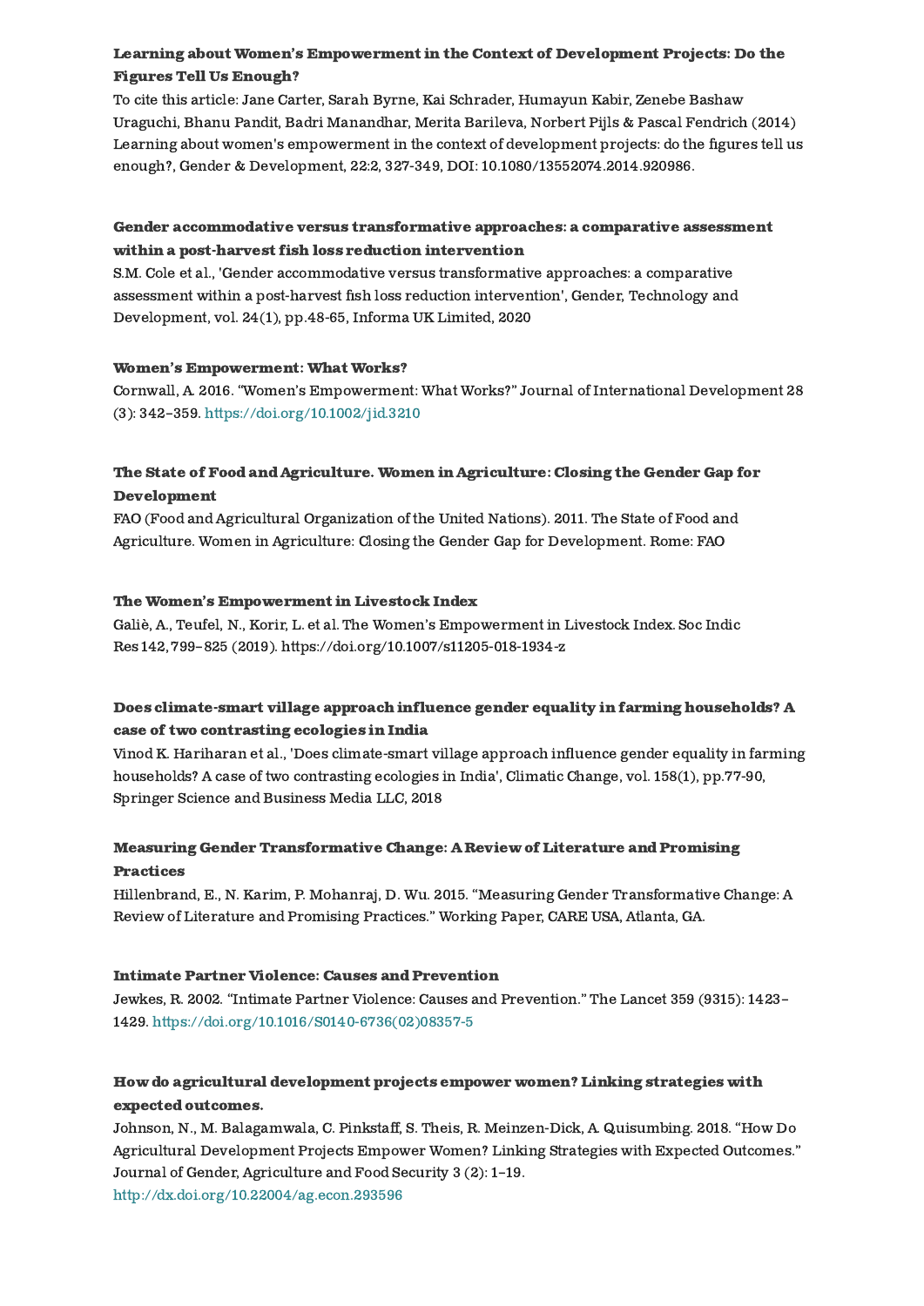**Learning about Women's Empowerment in the Context of Development Projects: Do the Figures Tell Us Enough?**

To cite this article: Jane Carter, Sarah Byrne, Kai Schrader, Humayun Kabir, Zenebe Bashaw Uraguchi, Bhanu Pandit, Badri Manandhar, Merita Barileva, Norbert Pijls & Pascal Fendrich (2014) Learning about women's empowerment in the context of development projects: do the figures tell us enough?, Gender & Development, 22:2, 327-349, DOI: 10.1080/13552074.2014.920986.

**Gender accommodative versus transformative approaches: a comparative assessment within a post-harvest fish loss reduction intervention**

S.M. Cole et al., 'Gender accommodative versus transformative approaches: a comparative assessment within a post-harvest fish loss reduction intervention', Gender, Technology and Development, vol. 24(1), pp.48-65, Informa UK Limited, 2020

**Women's Empowerment: What Works?**

Cornwall, A. 2016. "Women's Empowerment: What Works?" Journal of International Development 28 (3): 342–359. https://doi.org/10.1002/jid.3210

**The State of Food and Agriculture. Women in Agriculture: Closing the Gender Gap for Development**

FAO (Food and Agricultural Organization of the United Nations). 2011. The State of Food and Agriculture. Women in Agriculture: Closing the Gender Gap for Development. Rome: FAO

**The Women's Empowerment in Livestock Index**

Galiè, A., Teufel, N., Korir, L. et al. The Women's Empowerment in Livestock Index. Soc Indic Res 142, 799–825 (2019). https://doi.org/10.1007/s11205-018-1934-z

**Does climate-smart village approach influence gender equality in farming households? A case of two contrasting ecologies in India**

Vinod K. Hariharan et al., 'Does climate-smart village approach influence gender equality in farming households? A case of two contrasting ecologies in India', Climatic Change, vol. 158(1), pp.77-90, Springer Science and Business Media LLC, 2018

**Measuring Gender Transformative Change: A Review of Literature and Promising Practices**

Hillenbrand, E., N. Karim, P. Mohanraj, D. Wu. 2015. "Measuring Gender Transformative Change: A Review of Literature and Promising Practices." Working Paper, CARE USA, Atlanta, GA.

**Intimate Partner Violence: Causes and Prevention**

Jewkes, R. 2002. "Intimate Partner Violence: Causes and Prevention." The Lancet 359 (9315): 1423–1429. https://doi.org/10.1016/S0140-6736(02)08357-5

**How do agricultural development projects empower women? Linking strategies with expected outcomes.**

Johnson, N., M. Balagamwala, C. Pinkstaff, S. Theis, R. Meinzen-Dick, A. Quisumbing. 2018. "How Do Agricultural Development Projects Empower Women? Linking Strategies with Expected Outcomes." Journal of Gender, Agriculture and Food Security 3 (2): 1–19. http://dx.doi.org/10.22004/ag.econ.293596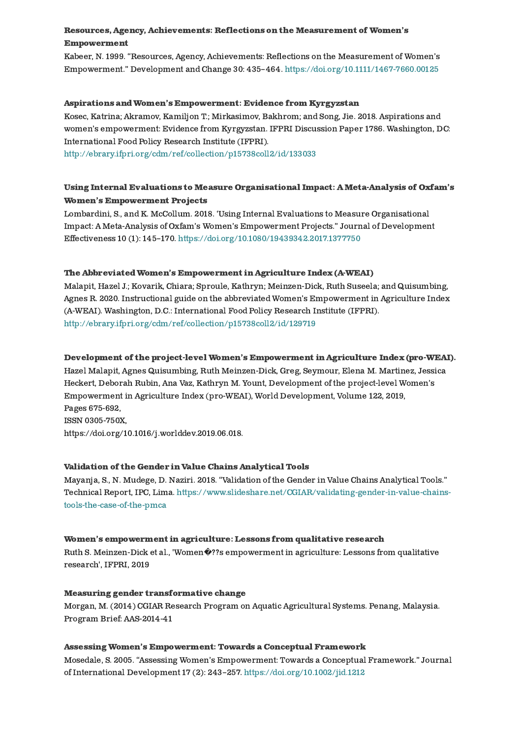**Resources, Agency, Achievements: Reflections on the Measurement of Women's Empowerment**

Kabeer, N. 1999. "Resources, Agency, Achievements: Reflections on the Measurement of Women's Empowerment." Development and Change 30: 435–464. https://doi.org/10.1111/1467-7660.00125

**Aspirations and Women's Empowerment: Evidence from Kyrgyzstan**

Kosec, Katrina; Akramov, Kamiljon T.; Mirkasimov, Bakhrom; and Song, Jie. 2018. Aspirations and women's empowerment: Evidence from Kyrgyzstan. IFPRI Discussion Paper 1786. Washington, DC: International Food Policy Research Institute (IFPRI).
http://ebrary.ifpri.org/cdm/ref/collection/p15738coll2/id/133033

**Using Internal Evaluations to Measure Organisational Impact: A Meta-Analysis of Oxfam's Women's Empowerment Projects**

Lombardini, S., and K. McCollum. 2018. 'Using Internal Evaluations to Measure Organisational Impact: A Meta-Analysis of Oxfam's Women's Empowerment Projects." Journal of Development Effectiveness 10 (1): 145–170. https://doi.org/10.1080/19439342.2017.1377750

**The Abbreviated Women's Empowerment in Agriculture Index (A-WEAI)**

Malapit, Hazel J.; Kovarik, Chiara; Sproule, Kathryn; Meinzen-Dick, Ruth Suseela; and Quisumbing, Agnes R. 2020. Instructional guide on the abbreviated Women's Empowerment in Agriculture Index (A-WEAI). Washington, D.C.: International Food Policy Research Institute (IFPRI).
http://ebrary.ifpri.org/cdm/ref/collection/p15738coll2/id/129719

**Development of the project-level Women's Empowerment in Agriculture Index (pro-WEAI).**

Hazel Malapit, Agnes Quisumbing, Ruth Meinzen-Dick, Greg, Seymour, Elena M. Martinez, Jessica Heckert, Deborah Rubin, Ana Vaz, Kathryn M. Yount, Development of the project-level Women's Empowerment in Agriculture Index (pro-WEAI), World Development, Volume 122, 2019,
Pages 675-692,
ISSN 0305-750X,
https://doi.org/10.1016/j.worlddev.2019.06.018.

**Validation of the Gender in Value Chains Analytical Tools**

Mayanja, S., N. Mudege, D. Naziri. 2018. "Validation of the Gender in Value Chains Analytical Tools." Technical Report, IPC, Lima. https://www.slideshare.net/CGIAR/validating-gender-in-value-chains-tools-the-case-of-the-pmca

**Women's empowerment in agriculture: Lessons from qualitative research**

Ruth S. Meinzen-Dick et al., 'Women�??s empowerment in agriculture: Lessons from qualitative research', IFPRI, 2019

**Measuring gender transformative change**

Morgan, M. (2014) CGIAR Research Program on Aquatic Agricultural Systems. Penang, Malaysia. Program Brief: AAS-2014-41

**Assessing Women's Empowerment: Towards a Conceptual Framework**

Mosedale, S. 2005. "Assessing Women's Empowerment: Towards a Conceptual Framework." Journal of International Development 17 (2): 243–257. https://doi.org/10.1002/jid.1212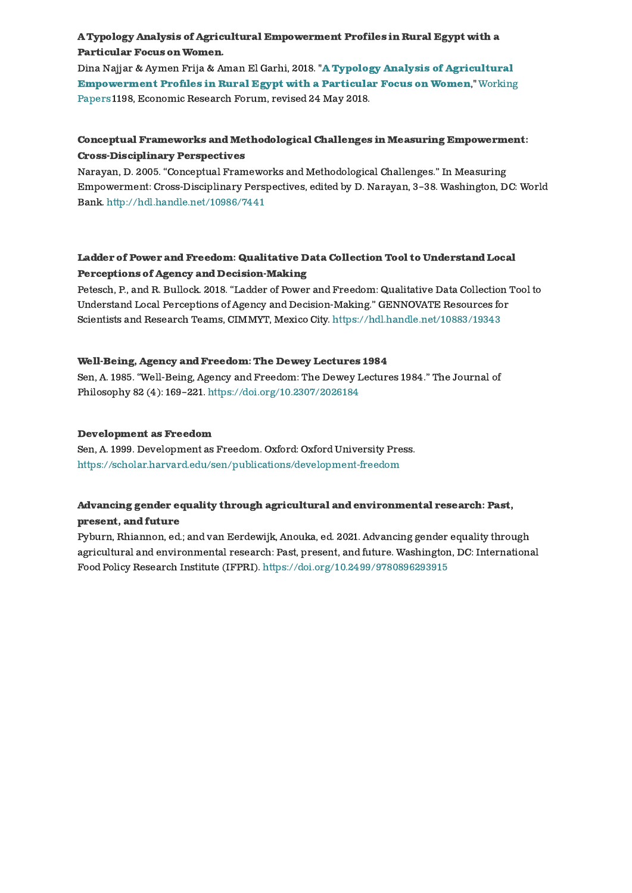**A Typology Analysis of Agricultural Empowerment Profiles in Rural Egypt with a Particular Focus on Women.**

Dina Najjar & Aymen Frija & Aman El Garhi, 2018. "**A Typology Analysis of Agricultural Empowerment Profiles in Rural Egypt with a Particular Focus on Women**," Working Papers 1198, Economic Research Forum, revised 24 May 2018.

**Conceptual Frameworks and Methodological Challenges in Measuring Empowerment: Cross-Disciplinary Perspectives**

Narayan, D. 2005. "Conceptual Frameworks and Methodological Challenges." In Measuring Empowerment: Cross-Disciplinary Perspectives, edited by D. Narayan, 3–38. Washington, DC: World Bank. http://hdl.handle.net/10986/7441

**Ladder of Power and Freedom: Qualitative Data Collection Tool to Understand Local Perceptions of Agency and Decision-Making**

Petesch, P., and R. Bullock. 2018. "Ladder of Power and Freedom: Qualitative Data Collection Tool to Understand Local Perceptions of Agency and Decision-Making." GENNOVATE Resources for Scientists and Research Teams, CIMMYT, Mexico City. https://hdl.handle.net/10883/19343

**Well-Being, Agency and Freedom: The Dewey Lectures 1984**

Sen, A. 1985. "Well-Being, Agency and Freedom: The Dewey Lectures 1984." The Journal of Philosophy 82 (4): 169–221. https://doi.org/10.2307/2026184

**Development as Freedom**

Sen, A. 1999. Development as Freedom. Oxford: Oxford University Press. https://scholar.harvard.edu/sen/publications/development-freedom

**Advancing gender equality through agricultural and environmental research: Past, present, and future**

Pyburn, Rhiannon, ed.; and van Eerdewijk, Anouka, ed. 2021. Advancing gender equality through agricultural and environmental research: Past, present, and future. Washington, DC: International Food Policy Research Institute (IFPRI). https://doi.org/10.2499/9780896293915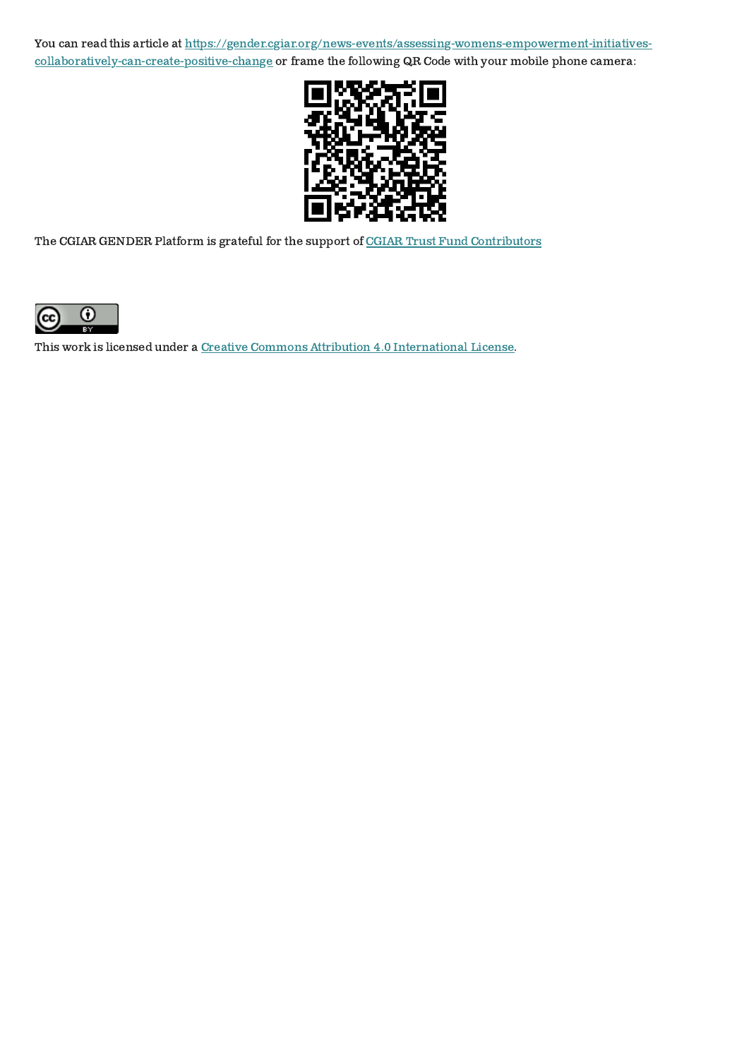You can read this article at [https://gender.cgiar.org/news-events/assessing-womens-empowerment-initiatives-collaboratively-can-create-positive-change](https://gender.cgiar.org/news-events/assessing-womens-empowerment-initiatives-collaboratively-can-create-positive-change) or frame the following QR Code with your mobile phone camera:

The CGIAR GENDER Platform is grateful for the support of CGIAR Trust Fund Contributors

This work is licensed under a Creative Commons Attribution 4.0 International License.